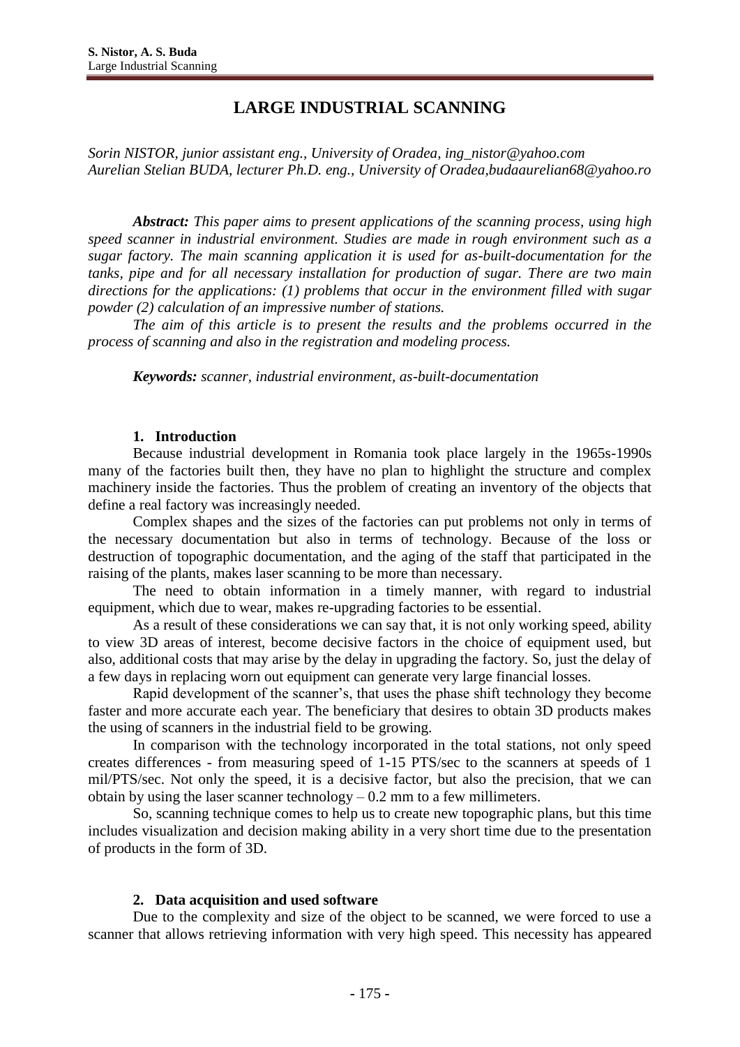# LARGE INDUSTRIAL SCANNING

*Sorin NISTOR, junior assistant eng., University of Oradea, ing_nistor@yahoo.com*
*Aurelian Stelian BUDA, lecturer Ph.D. eng., University of Oradea,budaaurelian68@yahoo.ro*

***Abstract:*** *This paper aims to present applications of the scanning process, using high speed scanner in industrial environment. Studies are made in rough environment such as a sugar factory. The main scanning application it is used for as-built-documentation for the tanks, pipe and for all necessary installation for production of sugar. There are two main directions for the applications: (1) problems that occur in the environment filled with sugar powder (2) calculation of an impressive number of stations.*

*The aim of this article is to present the results and the problems occurred in the process of scanning and also in the registration and modeling process.*

***Keywords:*** *scanner, industrial environment, as-built-documentation*

## 1. Introduction

Because industrial development in Romania took place largely in the 1965s-1990s many of the factories built then, they have no plan to highlight the structure and complex machinery inside the factories. Thus the problem of creating an inventory of the objects that define a real factory was increasingly needed.

Complex shapes and the sizes of the factories can put problems not only in terms of the necessary documentation but also in terms of technology. Because of the loss or destruction of topographic documentation, and the aging of the staff that participated in the raising of the plants, makes laser scanning to be more than necessary.

The need to obtain information in a timely manner, with regard to industrial equipment, which due to wear, makes re-upgrading factories to be essential.

As a result of these considerations we can say that, it is not only working speed, ability to view 3D areas of interest, become decisive factors in the choice of equipment used, but also, additional costs that may arise by the delay in upgrading the factory. So, just the delay of a few days in replacing worn out equipment can generate very large financial losses.

Rapid development of the scanner's, that uses the phase shift technology they become faster and more accurate each year. The beneficiary that desires to obtain 3D products makes the using of scanners in the industrial field to be growing.

In comparison with the technology incorporated in the total stations, not only speed creates differences - from measuring speed of 1-15 PTS/sec to the scanners at speeds of 1 mil/PTS/sec. Not only the speed, it is a decisive factor, but also the precision, that we can obtain by using the laser scanner technology – 0.2 mm to a few millimeters.

So, scanning technique comes to help us to create new topographic plans, but this time includes visualization and decision making ability in a very short time due to the presentation of products in the form of 3D.

## 2. Data acquisition and used software

Due to the complexity and size of the object to be scanned, we were forced to use a scanner that allows retrieving information with very high speed. This necessity has appeared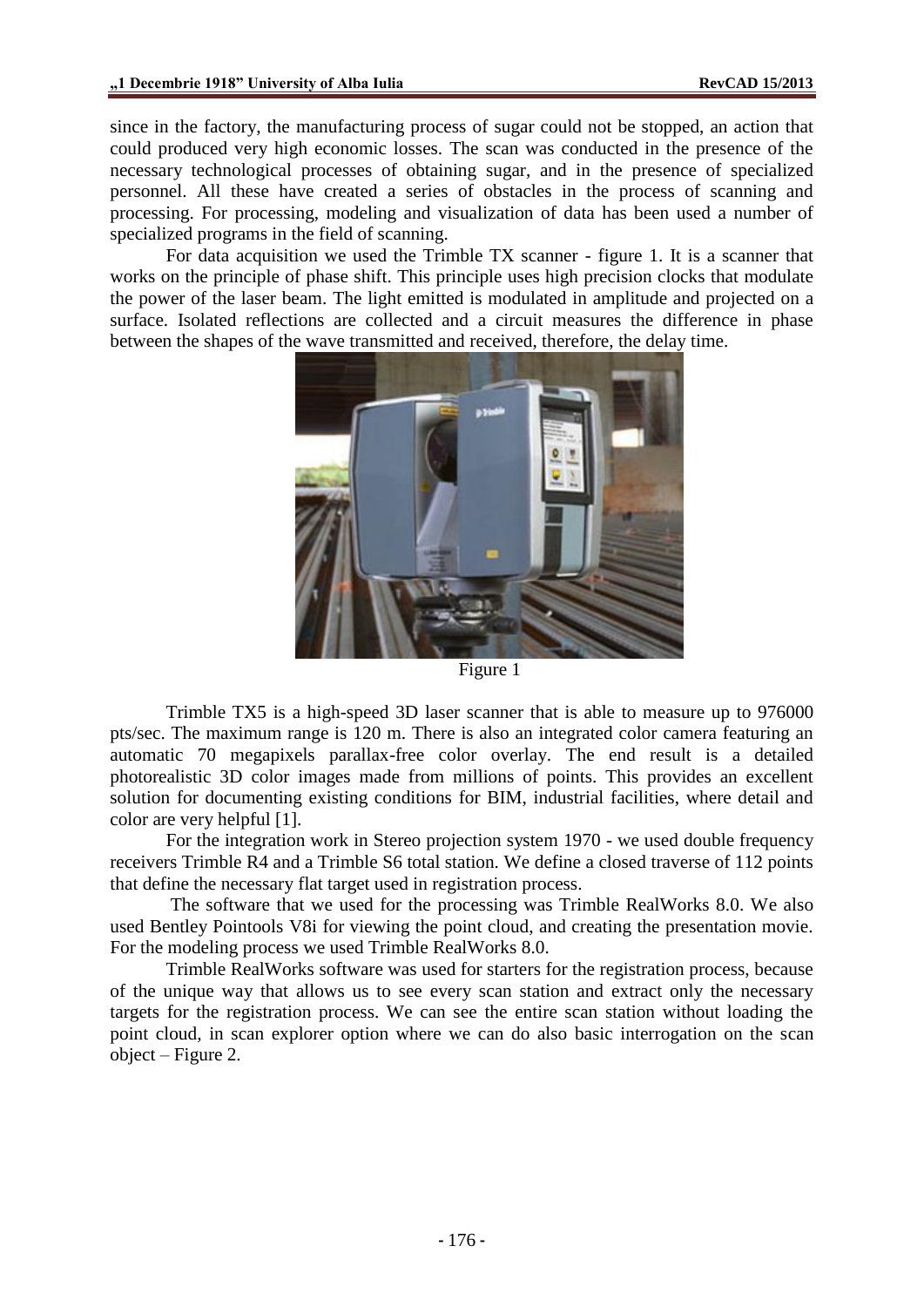since in the factory, the manufacturing process of sugar could not be stopped, an action that could produced very high economic losses. The scan was conducted in the presence of the necessary technological processes of obtaining sugar, and in the presence of specialized personnel. All these have created a series of obstacles in the process of scanning and processing. For processing, modeling and visualization of data has been used a number of specialized programs in the field of scanning.

For data acquisition we used the Trimble TX scanner - figure 1. It is a scanner that works on the principle of phase shift. This principle uses high precision clocks that modulate the power of the laser beam. The light emitted is modulated in amplitude and projected on a surface. Isolated reflections are collected and a circuit measures the difference in phase between the shapes of the wave transmitted and received, therefore, the delay time.

Figure 1

Trimble TX5 is a high-speed 3D laser scanner that is able to measure up to 976000 pts/sec. The maximum range is 120 m. There is also an integrated color camera featuring an automatic 70 megapixels parallax-free color overlay. The end result is a detailed photorealistic 3D color images made from millions of points. This provides an excellent solution for documenting existing conditions for BIM, industrial facilities, where detail and color are very helpful [1].

For the integration work in Stereo projection system 1970 - we used double frequency receivers Trimble R4 and a Trimble S6 total station. We define a closed traverse of 112 points that define the necessary flat target used in registration process.

The software that we used for the processing was Trimble RealWorks 8.0. We also used Bentley Pointools V8i for viewing the point cloud, and creating the presentation movie. For the modeling process we used Trimble RealWorks 8.0.

Trimble RealWorks software was used for starters for the registration process, because of the unique way that allows us to see every scan station and extract only the necessary targets for the registration process. We can see the entire scan station without loading the point cloud, in scan explorer option where we can do also basic interrogation on the scan object – Figure 2.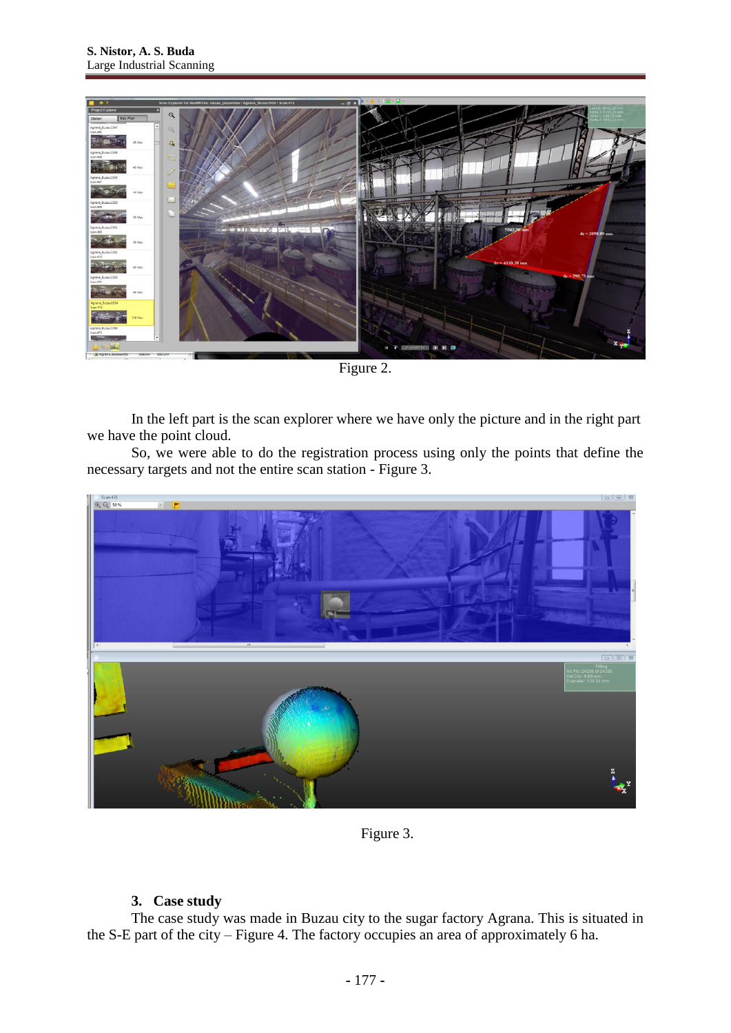Figure 2.

In the left part is the scan explorer where we have only the picture and in the right part we have the point cloud.

So, we were able to do the registration process using only the points that define the necessary targets and not the entire scan station - Figure 3.

Figure 3.

## 3. Case study

The case study was made in Buzau city to the sugar factory Agrana. This is situated in the S-E part of the city – Figure 4. The factory occupies an area of approximately 6 ha.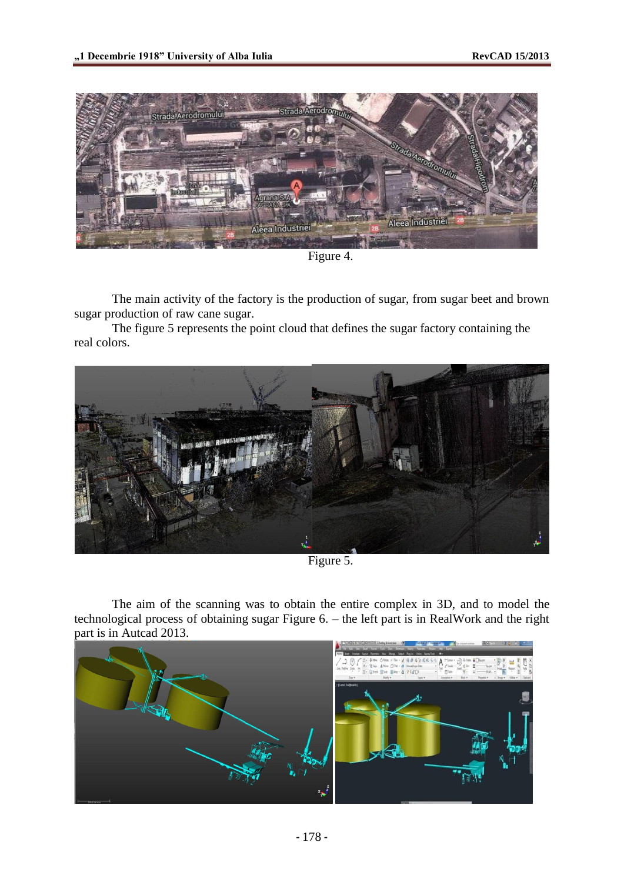Figure 4.

The main activity of the factory is the production of sugar, from sugar beet and brown sugar production of raw cane sugar.

The figure 5 represents the point cloud that defines the sugar factory containing the real colors.

Figure 5.

The aim of the scanning was to obtain the entire complex in 3D, and to model the technological process of obtaining sugar Figure 6. – the left part is in RealWork and the right part is in Autcad 2013.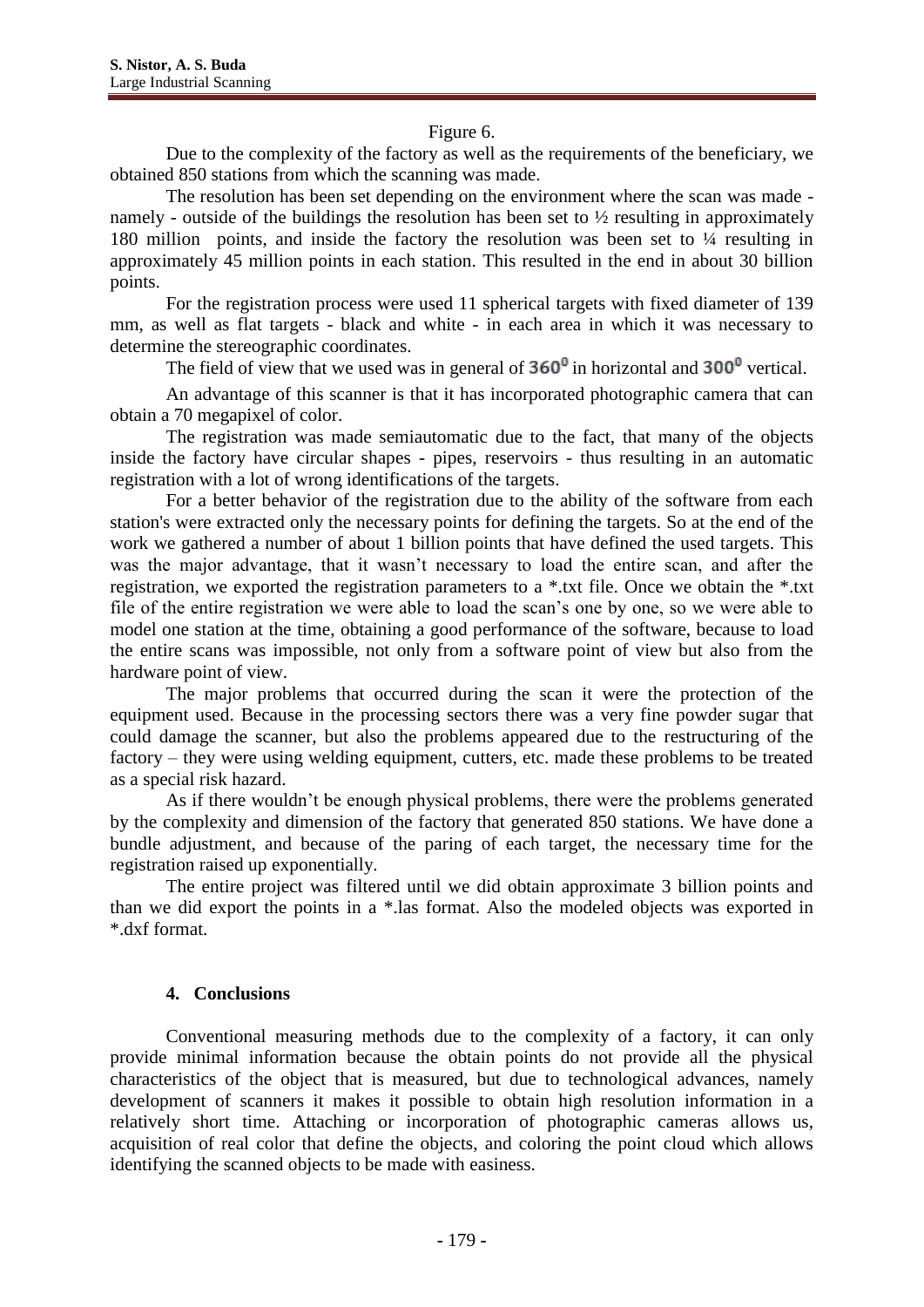Figure 6.

Due to the complexity of the factory as well as the requirements of the beneficiary, we obtained 850 stations from which the scanning was made.

The resolution has been set depending on the environment where the scan was made - namely - outside of the buildings the resolution has been set to ½ resulting in approximately 180 million points, and inside the factory the resolution was been set to ¼ resulting in approximately 45 million points in each station. This resulted in the end in about 30 billion points.

For the registration process were used 11 spherical targets with fixed diameter of 139 mm, as well as flat targets - black and white - in each area in which it was necessary to determine the stereographic coordinates.

The field of view that we used was in general of $360^0$ in horizontal and $300^0$ vertical.

An advantage of this scanner is that it has incorporated photographic camera that can obtain a 70 megapixel of color.

The registration was made semiautomatic due to the fact, that many of the objects inside the factory have circular shapes - pipes, reservoirs - thus resulting in an automatic registration with a lot of wrong identifications of the targets.

For a better behavior of the registration due to the ability of the software from each station's were extracted only the necessary points for defining the targets. So at the end of the work we gathered a number of about 1 billion points that have defined the used targets. This was the major advantage, that it wasn't necessary to load the entire scan, and after the registration, we exported the registration parameters to a *.txt file. Once we obtain the *.txt file of the entire registration we were able to load the scan's one by one, so we were able to model one station at the time, obtaining a good performance of the software, because to load the entire scans was impossible, not only from a software point of view but also from the hardware point of view.

The major problems that occurred during the scan it were the protection of the equipment used. Because in the processing sectors there was a very fine powder sugar that could damage the scanner, but also the problems appeared due to the restructuring of the factory – they were using welding equipment, cutters, etc. made these problems to be treated as a special risk hazard.

As if there wouldn't be enough physical problems, there were the problems generated by the complexity and dimension of the factory that generated 850 stations. We have done a bundle adjustment, and because of the paring of each target, the necessary time for the registration raised up exponentially.

The entire project was filtered until we did obtain approximate 3 billion points and than we did export the points in a *.las format. Also the modeled objects was exported in *.dxf format.

## 4. Conclusions

Conventional measuring methods due to the complexity of a factory, it can only provide minimal information because the obtain points do not provide all the physical characteristics of the object that is measured, but due to technological advances, namely development of scanners it makes it possible to obtain high resolution information in a relatively short time. Attaching or incorporation of photographic cameras allows us, acquisition of real color that define the objects, and coloring the point cloud which allows identifying the scanned objects to be made with easiness.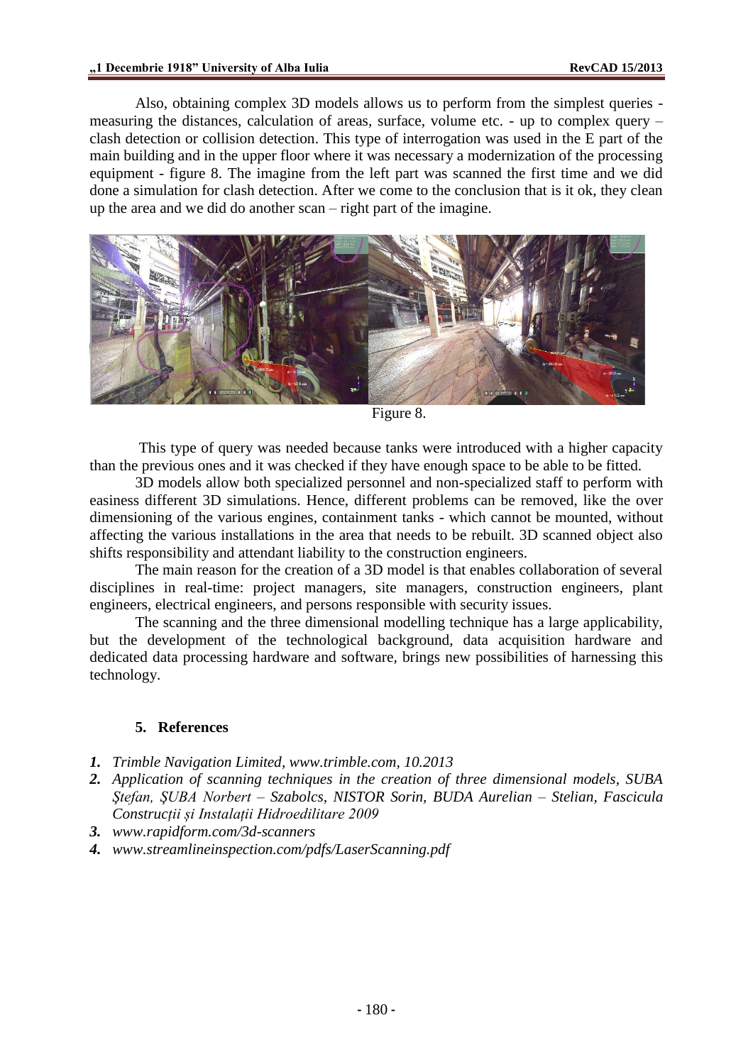Also, obtaining complex 3D models allows us to perform from the simplest queries - measuring the distances, calculation of areas, surface, volume etc. - up to complex query – clash detection or collision detection. This type of interrogation was used in the E part of the main building and in the upper floor where it was necessary a modernization of the processing equipment - figure 8. The imagine from the left part was scanned the first time and we did done a simulation for clash detection. After we come to the conclusion that is it ok, they clean up the area and we did do another scan – right part of the imagine.

Figure 8.

This type of query was needed because tanks were introduced with a higher capacity than the previous ones and it was checked if they have enough space to be able to be fitted.

3D models allow both specialized personnel and non-specialized staff to perform with easiness different 3D simulations. Hence, different problems can be removed, like the over dimensioning of the various engines, containment tanks - which cannot be mounted, without affecting the various installations in the area that needs to be rebuilt. 3D scanned object also shifts responsibility and attendant liability to the construction engineers.

The main reason for the creation of a 3D model is that enables collaboration of several disciplines in real-time: project managers, site managers, construction engineers, plant engineers, electrical engineers, and persons responsible with security issues.

The scanning and the three dimensional modelling technique has a large applicability, but the development of the technological background, data acquisition hardware and dedicated data processing hardware and software, brings new possibilities of harnessing this technology.

## 5. References

1. *Trimble Navigation Limited, www.trimble.com, 10.2013*
2. *Application of scanning techniques in the creation of three dimensional models, SUBA Ştefan, ŞUBA Norbert – Szabolcs, NISTOR Sorin, BUDA Aurelian – Stelian, Fascicula Construcţii şi Instalaţii Hidroedilitare 2009*
3. *www.rapidform.com/3d-scanners*
4. *www.streamlineinspection.com/pdfs/LaserScanning.pdf*